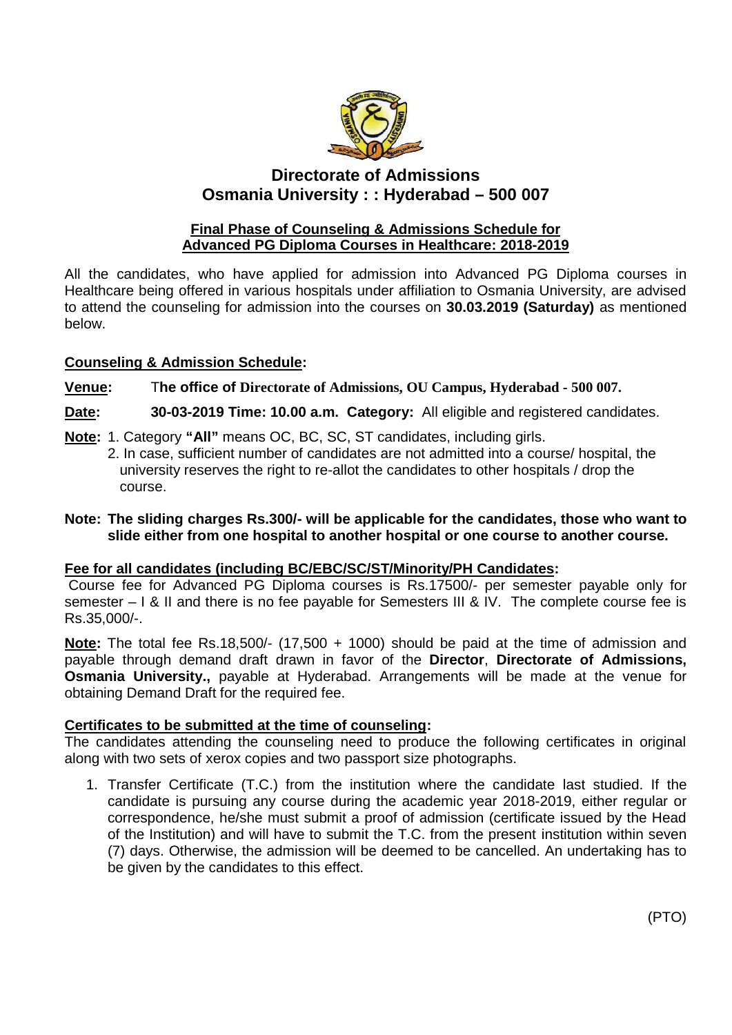# Directorate of Admissions
# Osmania University : : Hyderabad – 500 007

## Final Phase of Counseling & Admissions Schedule for Advanced PG Diploma Courses in Healthcare: 2018-2019

All the candidates, who have applied for admission into Advanced PG Diploma courses in Healthcare being offered in various hospitals under affiliation to Osmania University, are advised to attend the counseling for admission into the courses on **30.03.2019 (Saturday)** as mentioned below.

### Counseling & Admission Schedule:

**Venue:** T**he office of Directorate of Admissions, OU Campus, Hyderabad - 500 007.**

**Date:** **30-03-2019 Time: 10.00 a.m. Category:** All eligible and registered candidates.

**Note:** 1. Category **"All"** means OC, BC, SC, ST candidates, including girls.
2. In case, sufficient number of candidates are not admitted into a course/ hospital, the university reserves the right to re-allot the candidates to other hospitals / drop the course.

**Note: The sliding charges Rs.300/- will be applicable for the candidates, those who want to slide either from one hospital to another hospital or one course to another course.**

### Fee for all candidates (including BC/EBC/SC/ST/Minority/PH Candidates):

Course fee for Advanced PG Diploma courses is Rs.17500/- per semester payable only for semester – I & II and there is no fee payable for Semesters III & IV. The complete course fee is Rs.35,000/-.

**Note:** The total fee Rs.18,500/- (17,500 + 1000) should be paid at the time of admission and payable through demand draft drawn in favor of the **Director**, **Directorate of Admissions, Osmania University.,** payable at Hyderabad. Arrangements will be made at the venue for obtaining Demand Draft for the required fee.

### Certificates to be submitted at the time of counseling:

The candidates attending the counseling need to produce the following certificates in original along with two sets of xerox copies and two passport size photographs.

1. Transfer Certificate (T.C.) from the institution where the candidate last studied. If the candidate is pursuing any course during the academic year 2018-2019, either regular or correspondence, he/she must submit a proof of admission (certificate issued by the Head of the Institution) and will have to submit the T.C. from the present institution within seven (7) days. Otherwise, the admission will be deemed to be cancelled. An undertaking has to be given by the candidates to this effect.

(PTO)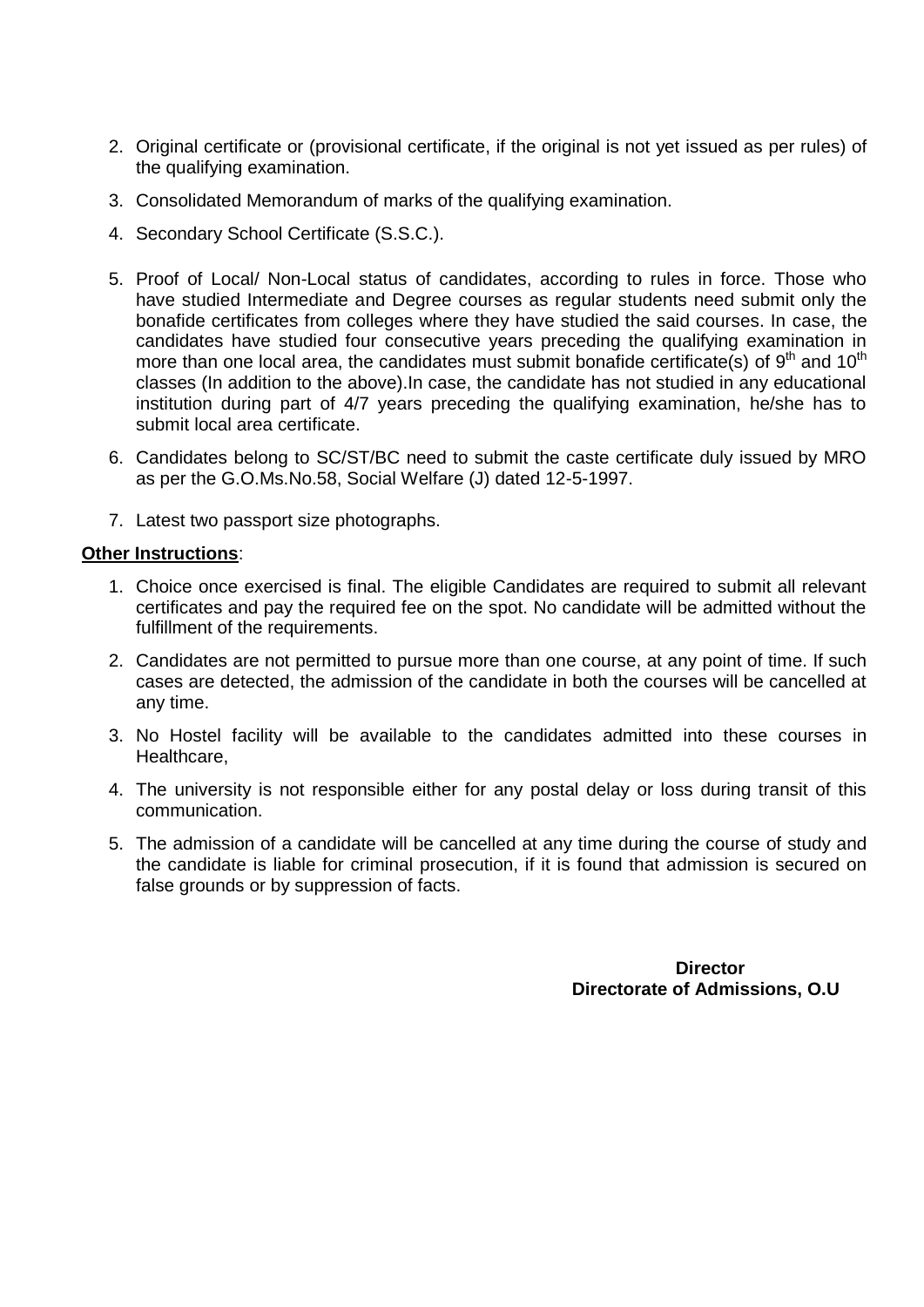2. Original certificate or (provisional certificate, if the original is not yet issued as per rules) of the qualifying examination.

3. Consolidated Memorandum of marks of the qualifying examination.

4. Secondary School Certificate (S.S.C.).

5. Proof of Local/ Non-Local status of candidates, according to rules in force. Those who have studied Intermediate and Degree courses as regular students need submit only the bonafide certificates from colleges where they have studied the said courses. In case, the candidates have studied four consecutive years preceding the qualifying examination in more than one local area, the candidates must submit bonafide certificate(s) of 9th and 10th classes (In addition to the above).In case, the candidate has not studied in any educational institution during part of 4/7 years preceding the qualifying examination, he/she has to submit local area certificate.

6. Candidates belong to SC/ST/BC need to submit the caste certificate duly issued by MRO as per the G.O.Ms.No.58, Social Welfare (J) dated 12-5-1997.

7. Latest two passport size photographs.

**Other Instructions**:

1. Choice once exercised is final. The eligible Candidates are required to submit all relevant certificates and pay the required fee on the spot. No candidate will be admitted without the fulfillment of the requirements.

2. Candidates are not permitted to pursue more than one course, at any point of time. If such cases are detected, the admission of the candidate in both the courses will be cancelled at any time.

3. No Hostel facility will be available to the candidates admitted into these courses in Healthcare,

4. The university is not responsible either for any postal delay or loss during transit of this communication.

5. The admission of a candidate will be cancelled at any time during the course of study and the candidate is liable for criminal prosecution, if it is found that admission is secured on false grounds or by suppression of facts.

**Director**
**Directorate of Admissions, O.U**